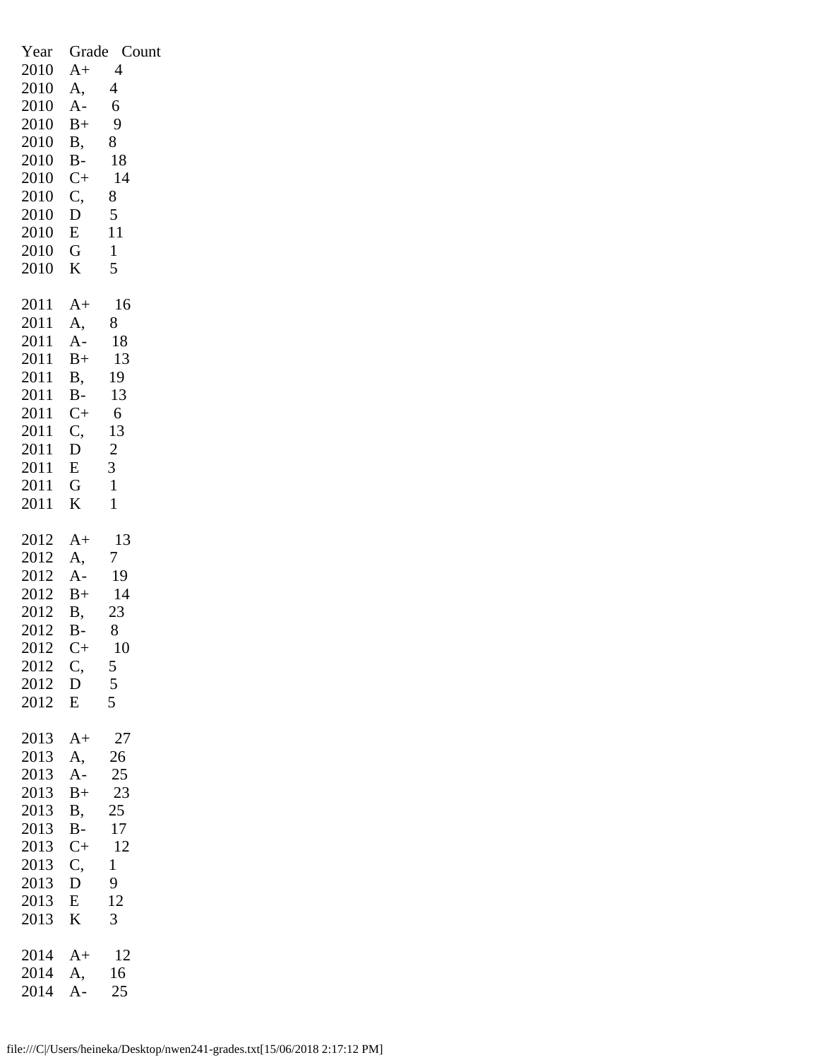| Year | Grade | Count |
|---|---|---|
| 2010 | A+ | 4 |
| 2010 | A, | 4 |
| 2010 | A- | 6 |
| 2010 | B+ | 9 |
| 2010 | B, | 8 |
| 2010 | B- | 18 |
| 2010 | C+ | 14 |
| 2010 | C, | 8 |
| 2010 | D | 5 |
| 2010 | E | 11 |
| 2010 | G | 1 |
| 2010 | K | 5 |
| | | |
| 2011 | A+ | 16 |
| 2011 | A, | 8 |
| 2011 | A- | 18 |
| 2011 | B+ | 13 |
| 2011 | B, | 19 |
| 2011 | B- | 13 |
| 2011 | C+ | 6 |
| 2011 | C, | 13 |
| 2011 | D | 2 |
| 2011 | E | 3 |
| 2011 | G | 1 |
| 2011 | K | 1 |
| | | |
| 2012 | A+ | 13 |
| 2012 | A, | 7 |
| 2012 | A- | 19 |
| 2012 | B+ | 14 |
| 2012 | B, | 23 |
| 2012 | B- | 8 |
| 2012 | C+ | 10 |
| 2012 | C, | 5 |
| 2012 | D | 5 |
| 2012 | E | 5 |
| | | |
| 2013 | A+ | 27 |
| 2013 | A, | 26 |
| 2013 | A- | 25 |
| 2013 | B+ | 23 |
| 2013 | B, | 25 |
| 2013 | B- | 17 |
| 2013 | C+ | 12 |
| 2013 | C, | 1 |
| 2013 | D | 9 |
| 2013 | E | 12 |
| 2013 | K | 3 |
| | | |
| 2014 | A+ | 12 |
| 2014 | A, | 16 |
| 2014 | A- | 25 |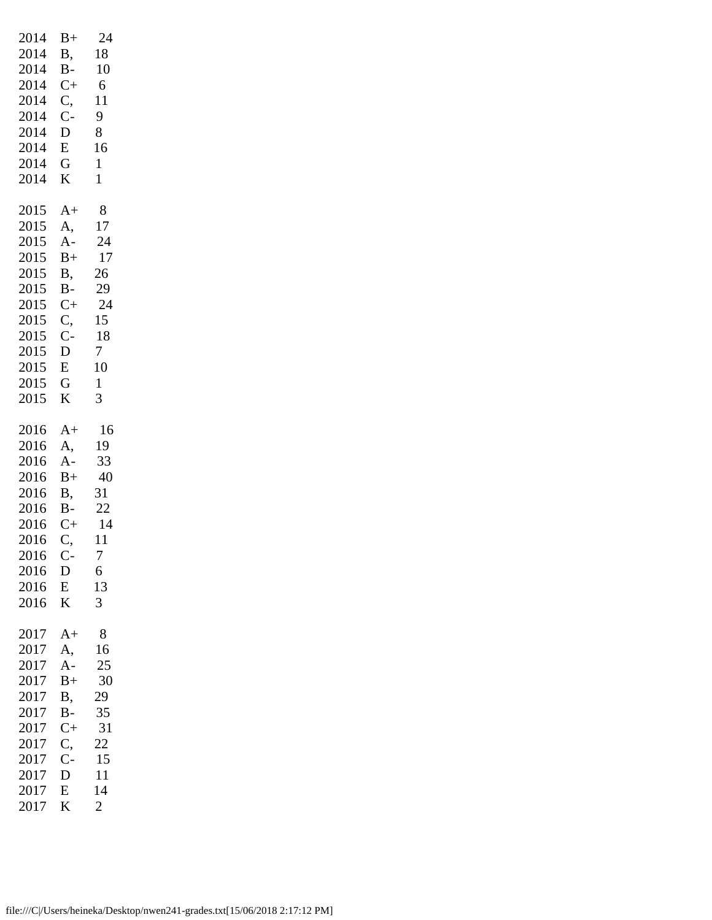| | | |
|---|---|---|
| 2014 | B+ | 24 |
| 2014 | B, | 18 |
| 2014 | B- | 10 |
| 2014 | C+ | 6 |
| 2014 | C, | 11 |
| 2014 | C- | 9 |
| 2014 | D | 8 |
| 2014 | E | 16 |
| 2014 | G | 1 |
| 2014 | K | 1 |

| | | |
|---|---|---|
| 2015 | A+ | 8 |
| 2015 | A, | 17 |
| 2015 | A- | 24 |
| 2015 | B+ | 17 |
| 2015 | B, | 26 |
| 2015 | B- | 29 |
| 2015 | C+ | 24 |
| 2015 | C, | 15 |
| 2015 | C- | 18 |
| 2015 | D | 7 |
| 2015 | E | 10 |
| 2015 | G | 1 |
| 2015 | K | 3 |

| | | |
|---|---|---|
| 2016 | A+ | 16 |
| 2016 | A, | 19 |
| 2016 | A- | 33 |
| 2016 | B+ | 40 |
| 2016 | B, | 31 |
| 2016 | B- | 22 |
| 2016 | C+ | 14 |
| 2016 | C, | 11 |
| 2016 | C- | 7 |
| 2016 | D | 6 |
| 2016 | E | 13 |
| 2016 | K | 3 |

| | | |
|---|---|---|
| 2017 | A+ | 8 |
| 2017 | A, | 16 |
| 2017 | A- | 25 |
| 2017 | B+ | 30 |
| 2017 | B, | 29 |
| 2017 | B- | 35 |
| 2017 | C+ | 31 |
| 2017 | C, | 22 |
| 2017 | C- | 15 |
| 2017 | D | 11 |
| 2017 | E | 14 |
| 2017 | K | 2 |